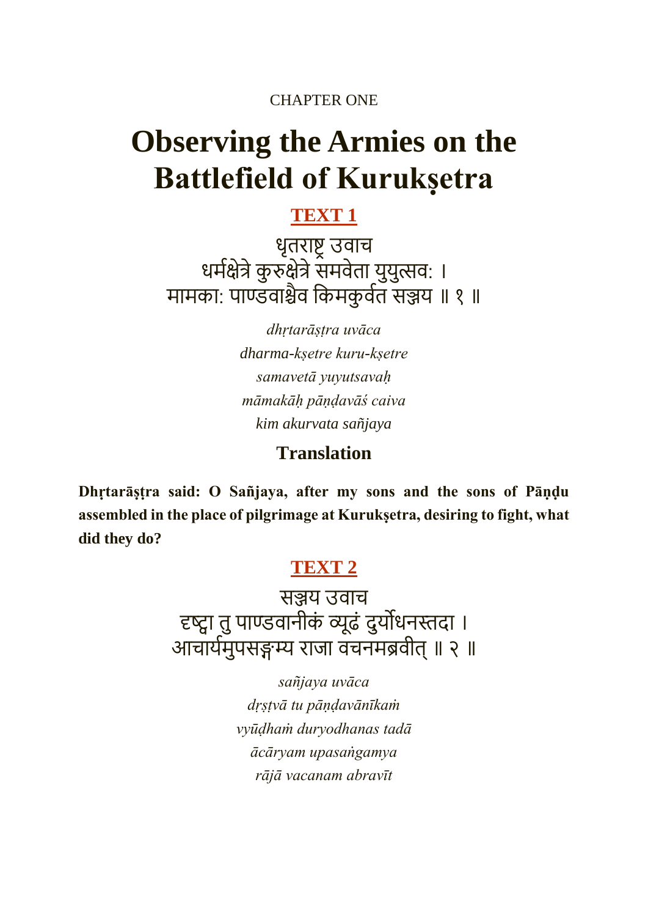CHAPTER ONE

# Observing the Armies on the Battlefield of Kurukṣetra

## TEXT 1

धृतराष्ट्र उवाच
धर्मक्षेत्रे कुरुक्षेत्रे समवेता युयुत्सवः ।
मामकाः पाण्डवाश्चैव किमकुर्वत सञ्जय ॥ १ ॥

*dhṛtarāṣṭra uvāca*
*dharma-kṣetre kuru-kṣetre*
*samavetā yuyutsavaḥ*
*māmakāḥ pāṇḍavāś caiva*
*kim akurvata sañjaya*

### Translation

**Dhṛtarāṣṭra said: O Sañjaya, after my sons and the sons of Pāṇḍu assembled in the place of pilgrimage at Kurukṣetra, desiring to fight, what did they do?**

## TEXT 2

सञ्जय उवाच
दृष्ट्वा तु पाण्डवानीकं व्यूढं दुर्योधनस्तदा ।
आचार्यमुपसङ्गम्य राजा वचनमब्रवीत् ॥ २ ॥

*sañjaya uvāca*
*dṛṣṭvā tu pāṇḍavānīkaṁ*
*vyūḍhaṁ duryodhanas tadā*
*ācāryam upasaṅgamya*
*rājā vacanam abravīt*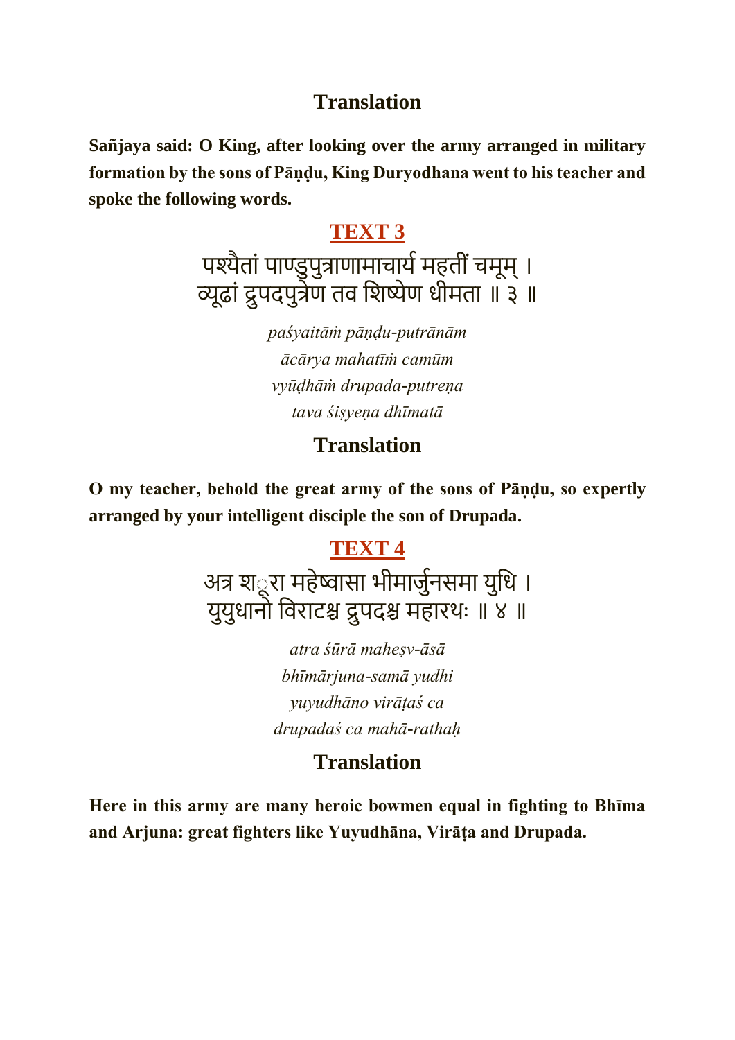## Translation

**Sañjaya said: O King, after looking over the army arranged in military formation by the sons of Pāṇḍu, King Duryodhana went to his teacher and spoke the following words.**

## TEXT 3

पश्यैतां पाण्डुपुत्राणामाचार्य महतीं चमूम् ।
व्यूढां द्रुपदपुत्रेण तव शिष्येण धीमता ॥ ३ ॥

*paśyaitāṁ pāṇḍu-putrānām*
*ācārya mahatīṁ camūm*
*vyūḍhāṁ drupada-putreṇa*
*tava śiṣyeṇa dhīmatā*

## Translation

**O my teacher, behold the great army of the sons of Pāṇḍu, so expertly arranged by your intelligent disciple the son of Drupada.**

## TEXT 4

अत्र शूरा महेष्वासा भीमार्जुनसमा युधि ।
युयुधानो विराटश्च द्रुपदश्च महारथः ॥ ४ ॥

*atra śūrā maheṣv-āsā*
*bhīmārjuna-samā yudhi*
*yuyudhāno virāṭaś ca*
*drupadaś ca mahā-rathaḥ*

## Translation

**Here in this army are many heroic bowmen equal in fighting to Bhīma and Arjuna: great fighters like Yuyudhāna, Virāṭa and Drupada.**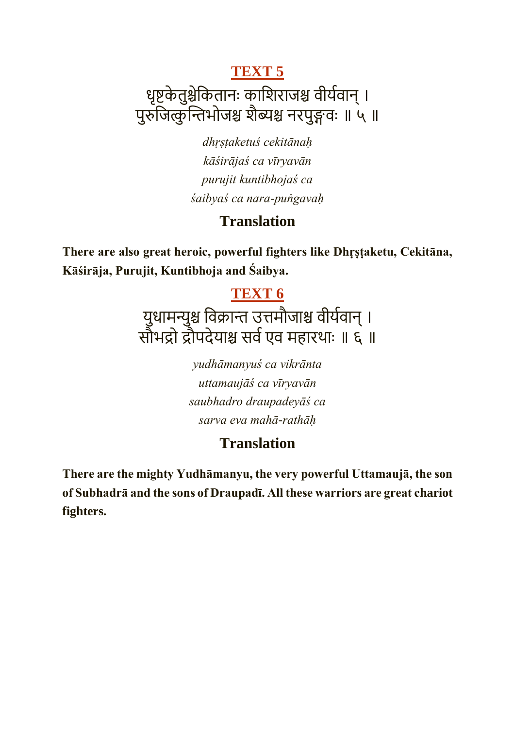## TEXT 5

धृष्टकेतुश्चेकितानः काशिराजश्च वीर्यवान् ।
पुरुजित्कुन्तिभोजश्च शैब्यश्च नरपुङ्गवः ॥ ५ ॥

*dhṛṣṭaketuś cekitānaḥ*
*kāśirājaś ca vīryavān*
*purujit kuntibhojaś ca*
*śaibyaś ca nara-puṅgavaḥ*

### Translation

**There are also great heroic, powerful fighters like Dhṛṣṭaketu, Cekitāna, Kāśirāja, Purujit, Kuntibhoja and Śaibya.**

## TEXT 6

युधामन्युश्च विक्रान्त उत्तमौजाश्च वीर्यवान् ।
सौभद्रो द्रौपदेयाश्च सर्व एव महारथाः ॥ ६ ॥

*yudhāmanyuś ca vikrānta*
*uttamaujāś ca vīryavān*
*saubhadro draupadeyāś ca*
*sarva eva mahā-rathāḥ*

### Translation

**There are the mighty Yudhāmanyu, the very powerful Uttamaujā, the son of Subhadrā and the sons of Draupadī. All these warriors are great chariot fighters.**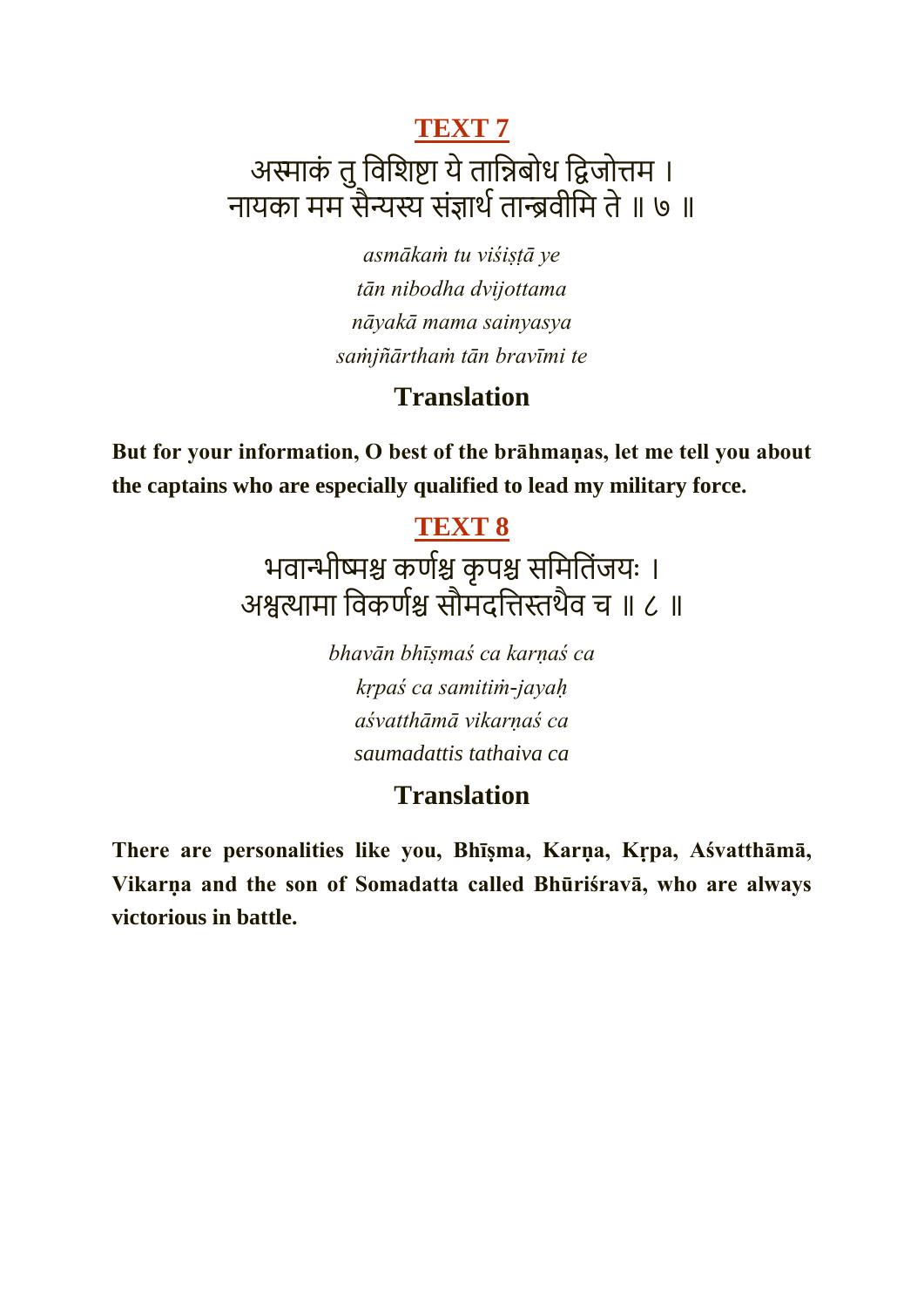## TEXT 7

अस्माकं तु विशिष्टा ये तान्निबोध द्विजोत्तम ।
नायका मम सैन्यस्य संज्ञार्थं तान्ब्रवीमि ते ॥ ७ ॥

*asmākaṁ tu viśiṣṭā ye*
*tān nibodha dvijottama*
*nāyakā mama sainyasya*
*saṁjñārthaṁ tān bravīmi te*

### Translation

**But for your information, O best of the brāhmaṇas, let me tell you about the captains who are especially qualified to lead my military force.**

## TEXT 8

भवान्भीष्मश्च कर्णश्च कृपश्च समितिंजयः ।
अश्वत्थामा विकर्णश्च सौमदत्तिस्तथैव च ॥ ८ ॥

*bhavān bhīṣmaś ca karṇaś ca*
*kṛpaś ca samitiṁ-jayaḥ*
*aśvatthāmā vikarṇaś ca*
*saumadattis tathaiva ca*

### Translation

**There are personalities like you, Bhīṣma, Karṇa, Kṛpa, Aśvatthāmā, Vikarṇa and the son of Somadatta called Bhūriśravā, who are always victorious in battle.**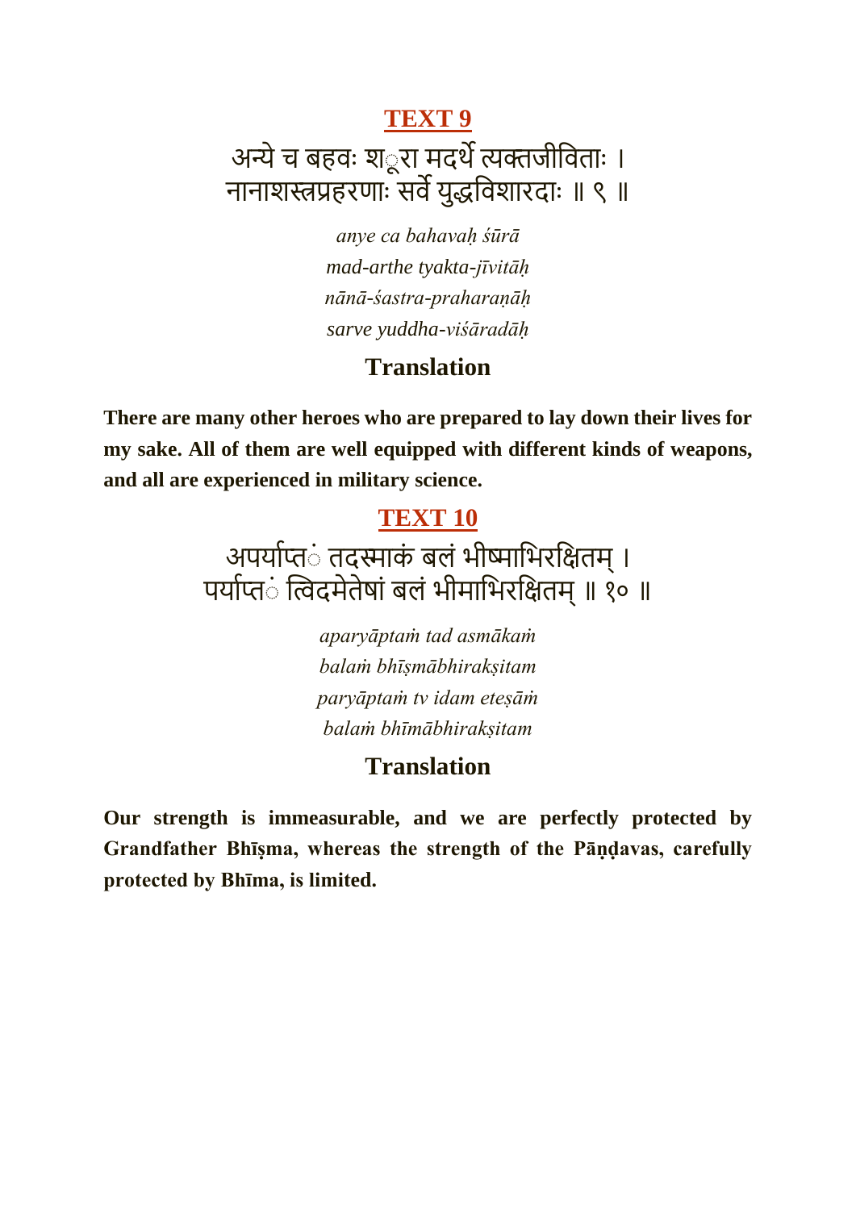## TEXT 9

अन्ये च बहवः शूरा मदर्थे त्यक्तजीविताः ।
नानाशस्त्रप्रहरणाः सर्वे युद्धविशारदाः ॥ ९ ॥

*anye ca bahavaḥ śūrā*
*mad-arthe tyakta-jīvitāḥ*
*nānā-śastra-praharaṇāḥ*
*sarve yuddha-viśāradāḥ*

### Translation

**There are many other heroes who are prepared to lay down their lives for my sake. All of them are well equipped with different kinds of weapons, and all are experienced in military science.**

## TEXT 10

अपर्याप्तं तदस्माकं बलं भीष्माभिरक्षितम् ।
पर्याप्तं त्विदमेतेषां बलं भीमाभिरक्षितम् ॥ १० ॥

*aparyāptaṁ tad asmākaṁ*
*balaṁ bhīṣmābhirakṣitam*
*paryāptaṁ tv idam eteṣāṁ*
*balaṁ bhīmābhirakṣitam*

### Translation

**Our strength is immeasurable, and we are perfectly protected by Grandfather Bhīṣma, whereas the strength of the Pāṇḍavas, carefully protected by Bhīma, is limited.**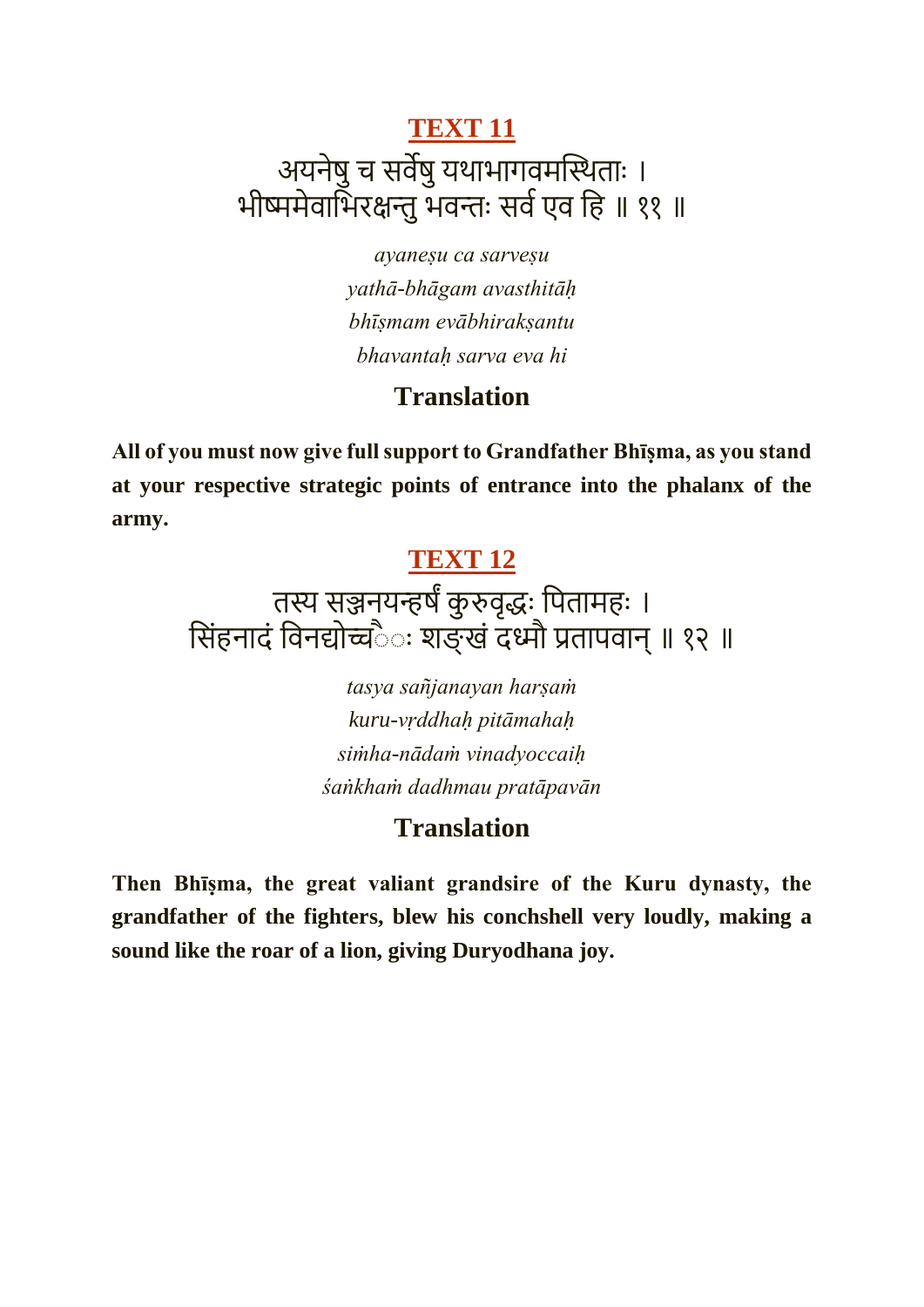## TEXT 11

अयनेषु च सर्वेषु यथाभागवमस्थिताः ।
भीष्ममेवाभिरक्षन्तु भवन्तः सर्व एव हि ॥ ११ ॥

*ayaneṣu ca sarveṣu*
*yathā-bhāgam avasthitāḥ*
*bhīṣmam evābhirakṣantu*
*bhavantaḥ sarva eva hi*

### Translation

**All of you must now give full support to Grandfather Bhīṣma, as you stand at your respective strategic points of entrance into the phalanx of the army.**

## TEXT 12

तस्य सञ्जनयन्हर्षं कुरुवृद्धः पितामहः ।
सिंहनादं विनद्योच्चैः शङ्खं दध्मौ प्रतापवान् ॥ १२ ॥

*tasya sañjanayan harṣaṁ*
*kuru-vṛddhaḥ pitāmahaḥ*
*siṁha-nādaṁ vinadyoccaiḥ*
*śaṅkhaṁ dadhmau pratāpavān*

### Translation

**Then Bhīṣma, the great valiant grandsire of the Kuru dynasty, the grandfather of the fighters, blew his conchshell very loudly, making a sound like the roar of a lion, giving Duryodhana joy.**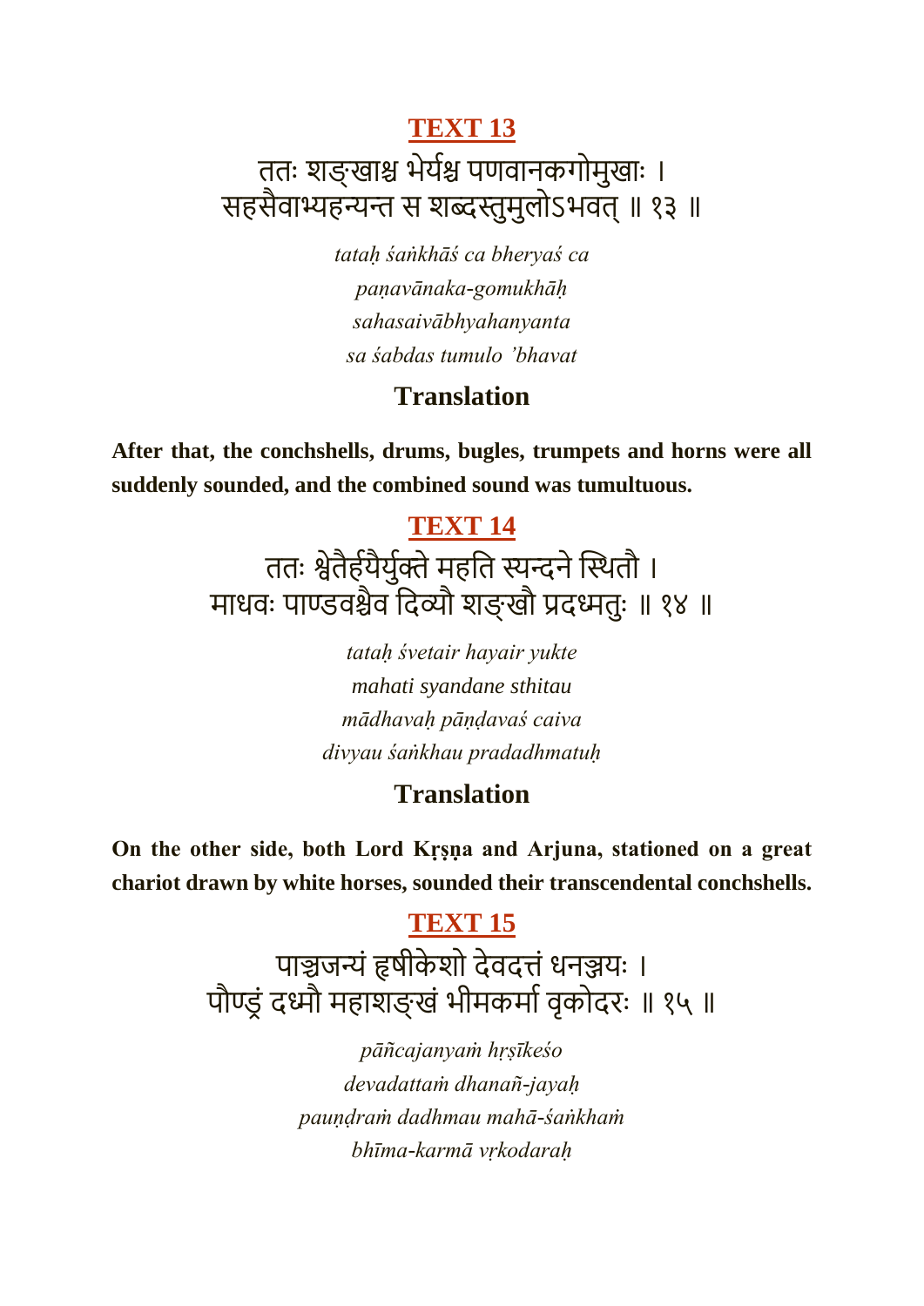## TEXT 13

ततः शङ्खाश्च भेर्यश्च पणवानकगोमुखाः ।
सहसैवाभ्यहन्यन्त स शब्दस्तुमुलोऽभवत् ॥ १३ ॥

*tataḥ śaṅkhāś ca bheryaś ca*
*paṇavānaka-gomukhāḥ*
*sahasaivābhyahanyanta*
*sa śabdas tumulo 'bhavat*

### Translation

**After that, the conchshells, drums, bugles, trumpets and horns were all suddenly sounded, and the combined sound was tumultuous.**

## TEXT 14

ततः श्वेतैर्हयैर्युक्ते महति स्यन्दने स्थितौ ।
माधवः पाण्डवश्चैव दिव्यौ शङ्खौ प्रदध्मतुः ॥ १४ ॥

*tataḥ śvetair hayair yukte*
*mahati syandane sthitau*
*mādhavaḥ pāṇḍavaś caiva*
*divyau śaṅkhau pradadhmatuḥ*

### Translation

**On the other side, both Lord Kṛṣṇa and Arjuna, stationed on a great chariot drawn by white horses, sounded their transcendental conchshells.**

## TEXT 15

पाञ्चजन्यं हृषीकेशो देवदत्तं धनञ्जयः ।
पौण्ड्रं दध्मौ महाशङ्खं भीमकर्मा वृकोदरः ॥ १५ ॥

*pāñcajanyaṁ hṛṣīkeśo*
*devadattaṁ dhanañ-jayaḥ*
*pauṇḍraṁ dadhmau mahā-śaṅkhaṁ*
*bhīma-karmā vṛkodaraḥ*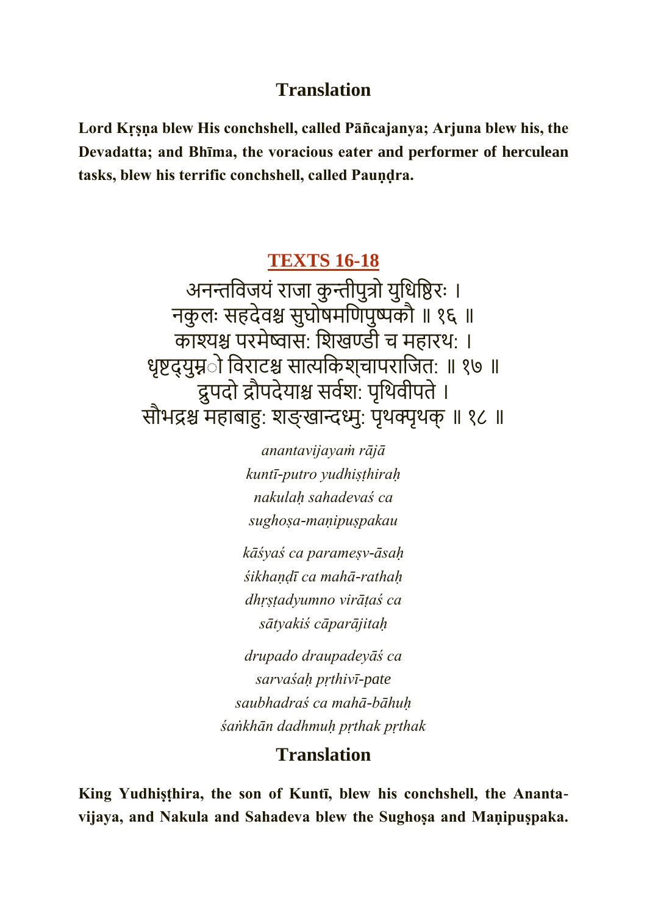## Translation

**Lord Kṛṣṇa blew His conchshell, called Pāñcajanya; Arjuna blew his, the Devadatta; and Bhīma, the voracious eater and performer of herculean tasks, blew his terrific conchshell, called Pauṇḍra.**

## TEXTS 16-18

अनन्तविजयं राजा कुन्तीपुत्रो युधिष्ठिरः ।
नकुलः सहदेवश्च सुघोषमणिपुष्पकौ ॥ १६ ॥
काश्यश्च परमेष्वास: शिखण्डी च महारथ: ।
धृष्टद्युम्नो विराटश्च सात्यकिश्चापराजित: ॥ १७ ॥
द्रुपदो द्रौपदेयाश्च सर्वश: पृथिवीपते ।
सौभद्रश्च महाबाहु: शङ्खान्दध्मु: पृथक्पृथक् ॥ १८ ॥

*anantavijayaṁ rājā*
*kuntī-putro yudhiṣṭhiraḥ*
*nakulaḥ sahadevaś ca*
*sughoṣa-maṇipuṣpakau*

*kāśyaś ca parameṣv-āsaḥ*
*śikhaṇḍī ca mahā-rathaḥ*
*dhṛṣṭadyumno virāṭaś ca*
*sātyakiś cāparājitaḥ*

*drupado draupadeyāś ca*
*sarvaśaḥ pṛthivī-pate*
*saubhadraś ca mahā-bāhuḥ*
*śaṅkhān dadhmuḥ pṛthak pṛthak*

## Translation

**King Yudhiṣṭhira, the son of Kuntī, blew his conchshell, the Ananta-vijaya, and Nakula and Sahadeva blew the Sughoṣa and Maṇipuṣpaka.**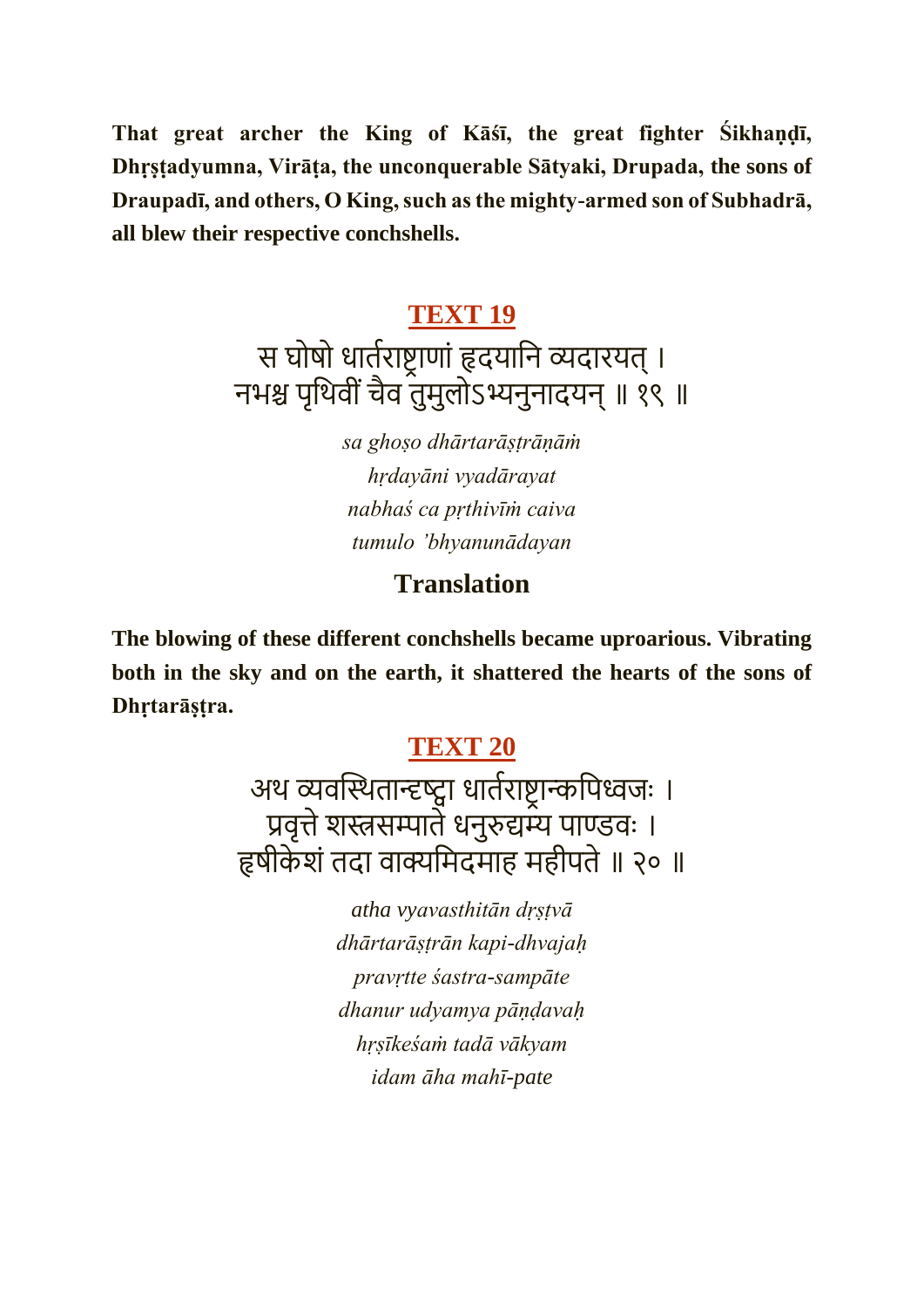**That great archer the King of Kāśī, the great fighter Śikhaṇḍī, Dhṛṣṭadyumna, Virāṭa, the unconquerable Sātyaki, Drupada, the sons of Draupadī, and others, O King, such as the mighty-armed son of Subhadrā, all blew their respective conchshells.**

## TEXT 19

स घोषो धार्तराष्ट्राणां हृदयानि व्यदारयत् ।
नभश्च पृथिवीं चैव तुमुलोऽभ्यनुनादयन् ॥ १९ ॥

*sa ghoṣo dhārtarāṣṭrāṇāṁ*
*hṛdayāni vyadārayat*
*nabhaś ca pṛthivīṁ caiva*
*tumulo 'bhyanunādayan*

### Translation

**The blowing of these different conchshells became uproarious. Vibrating both in the sky and on the earth, it shattered the hearts of the sons of Dhṛtarāṣṭra.**

## TEXT 20

अथ व्यवस्थितान्दृष्ट्वा धार्तराष्ट्रान्कपिध्वजः ।
प्रवृत्ते शस्त्रसम्पाते धनुरुद्यम्य पाण्डवः ।
हृषीकेशं तदा वाक्यमिदमाह महीपते ॥ २० ॥

*atha vyavasthitān dṛṣṭvā*
*dhārtarāṣṭrān kapi-dhvajaḥ*
*pravṛtte śastra-sampāte*
*dhanur udyamya pāṇḍavaḥ*
*hṛṣīkeśaṁ tadā vākyam*
*idam āha mahī-pate*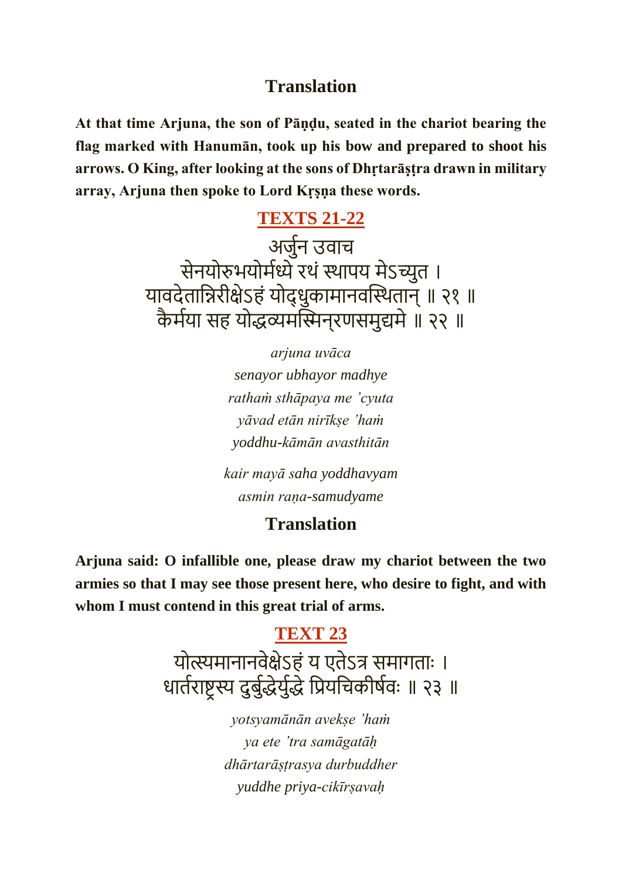## Translation

**At that time Arjuna, the son of Pāṇḍu, seated in the chariot bearing the flag marked with Hanumān, took up his bow and prepared to shoot his arrows. O King, after looking at the sons of Dhṛtarāṣṭra drawn in military array, Arjuna then spoke to Lord Kṛṣṇa these words.**

## TEXTS 21-22

अर्जुन उवाच
सेनयोरुभयोर्मध्ये रथं स्थापय मेऽच्युत ।
यावदेतान्निरीक्षेऽहं योद्धुकामानवस्थितान् ॥ २१ ॥
कैर्मया सह योद्धव्यमस्मिन्रणसमुद्यमे ॥ २२ ॥

*arjuna uvāca*
*senayor ubhayor madhye*
*rathaṁ sthāpaya me 'cyuta*
*yāvad etān nirīkṣe 'haṁ*
*yoddhu-kāmān avasthitān*

*kair mayā saha yoddhavyam*
*asmin raṇa-samudyame*

## Translation

**Arjuna said: O infallible one, please draw my chariot between the two armies so that I may see those present here, who desire to fight, and with whom I must contend in this great trial of arms.**

## TEXT 23

योत्स्यमानानवेक्षेऽहं य एतेऽत्र समागताः ।
धार्तराष्ट्रस्य दुर्बुद्धेर्युद्धे प्रियचिकीर्षवः ॥ २३ ॥

*yotsyamānān avekṣe 'haṁ*
*ya ete 'tra samāgatāḥ*
*dhārtarāṣṭrasya durbuddher*
*yuddhe priya-cikīrṣavaḥ*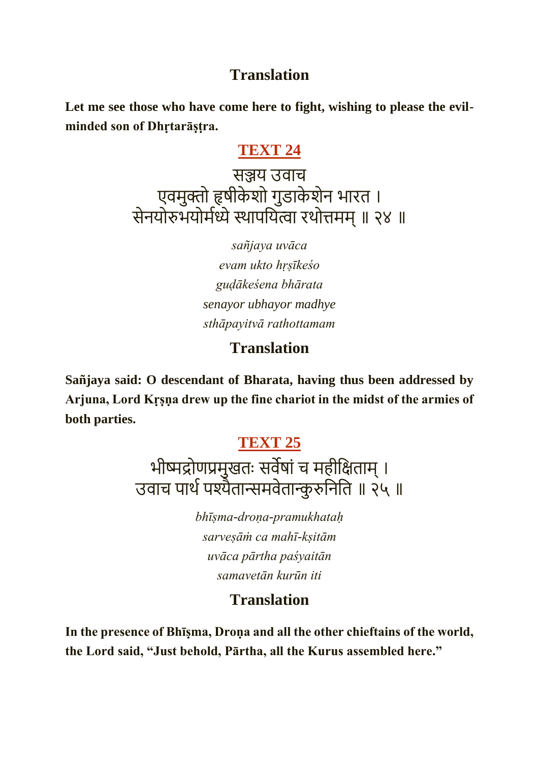## Translation

**Let me see those who have come here to fight, wishing to please the evil-minded son of Dhṛtarāṣṭra.**

## TEXT 24

सञ्जय उवाच
एवमुक्तो हृषीकेशो गुडाकेशेन भारत ।
सेनयोरुभयोर्मध्ये स्थापयित्वा रथोत्तमम् ॥ २४ ॥

*sañjaya uvāca*
*evam ukto hṛṣīkeśo*
*guḍākeśena bhārata*
*senayor ubhayor madhye*
*sthāpayitvā rathottamam*

## Translation

**Sañjaya said: O descendant of Bharata, having thus been addressed by Arjuna, Lord Kṛṣṇa drew up the fine chariot in the midst of the armies of both parties.**

## TEXT 25

भीष्मद्रोणप्रमुखतः सर्वेषां च महीक्षिताम् ।
उवाच पार्थ पश्यैतान्समवेतान्कुरुनिति ॥ २५ ॥

*bhīṣma-droṇa-pramukhataḥ*
*sarveṣāṁ ca mahī-kṣitām*
*uvāca pārtha paśyaitān*
*samavetān kurūn iti*

## Translation

**In the presence of Bhīṣma, Droṇa and all the other chieftains of the world, the Lord said, “Just behold, Pārtha, all the Kurus assembled here.”**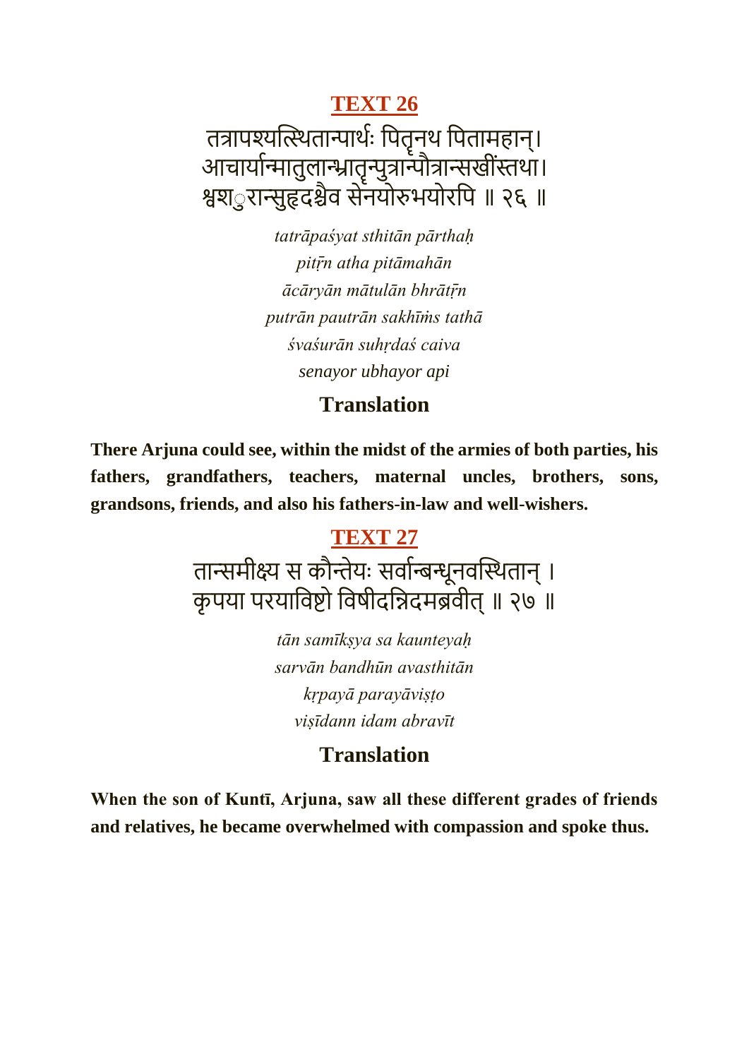## TEXT 26

तत्रापश्यत्स्थितान्पार्थः पितॄनथ पितामहान्।
आचार्यान्मातुलान्भ्रातॄन्पुत्रान्पौत्रान्सखींस्तथा।
श्वश ुरान्सुहृदश्चैव सेनयोरुभयोरपि ॥ २६ ॥

*tatrāpaśyat sthitān pārthaḥ*
*pitṝn atha pitāmahān*
*ācāryān mātulān bhrātṝn*
*putrān pautrān sakhīṁs tathā*
*śvaśurān suhṛdaś caiva*
*senayor ubhayor api*

### Translation

**There Arjuna could see, within the midst of the armies of both parties, his fathers, grandfathers, teachers, maternal uncles, brothers, sons, grandsons, friends, and also his fathers-in-law and well-wishers.**

## TEXT 27

तान्समीक्ष्य स कौन्तेयः सर्वान्बन्धूनवस्थितान् ।
कृपया परयाविष्टो विषीदन्निदमब्रवीत् ॥ २७ ॥

*tān samīkṣya sa kaunteyaḥ*
*sarvān bandhūn avasthitān*
*kṛpayā parayāviṣṭo*
*viṣīdann idam abravīt*

### Translation

**When the son of Kuntī, Arjuna, saw all these different grades of friends and relatives, he became overwhelmed with compassion and spoke thus.**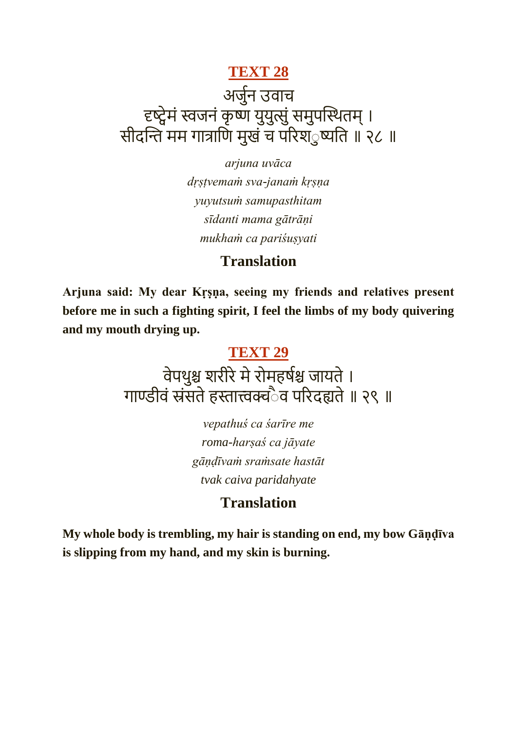## TEXT 28

अर्जुन उवाच
दृष्ट्वेमं स्वजनं कृष्ण युयुत्सुं समुपस्थितम् ।
सीदन्ति मम गात्राणि मुखं च परिशुष्यति ॥ २८ ॥

*arjuna uvāca*
*dṛṣṭvemaṁ sva-janaṁ kṛṣṇa*
*yuyutsuṁ samupasthitam*
*sīdanti mama gātrāṇi*
*mukhaṁ ca pariśuṣyati*

### Translation

**Arjuna said: My dear Kṛṣṇa, seeing my friends and relatives present before me in such a fighting spirit, I feel the limbs of my body quivering and my mouth drying up.**

## TEXT 29

वेपथुश्च शरीरे मे रोमहर्षश्च जायते ।
गाण्डीवं स्रंसते हस्तात्त्वक्चैव परिदह्यते ॥ २९ ॥

*vepathuś ca śarīre me*
*roma-harṣaś ca jāyate*
*gāṇḍīvaṁ sraṁsate hastāt*
*tvak caiva paridahyate*

### Translation

**My whole body is trembling, my hair is standing on end, my bow Gāṇḍīva is slipping from my hand, and my skin is burning.**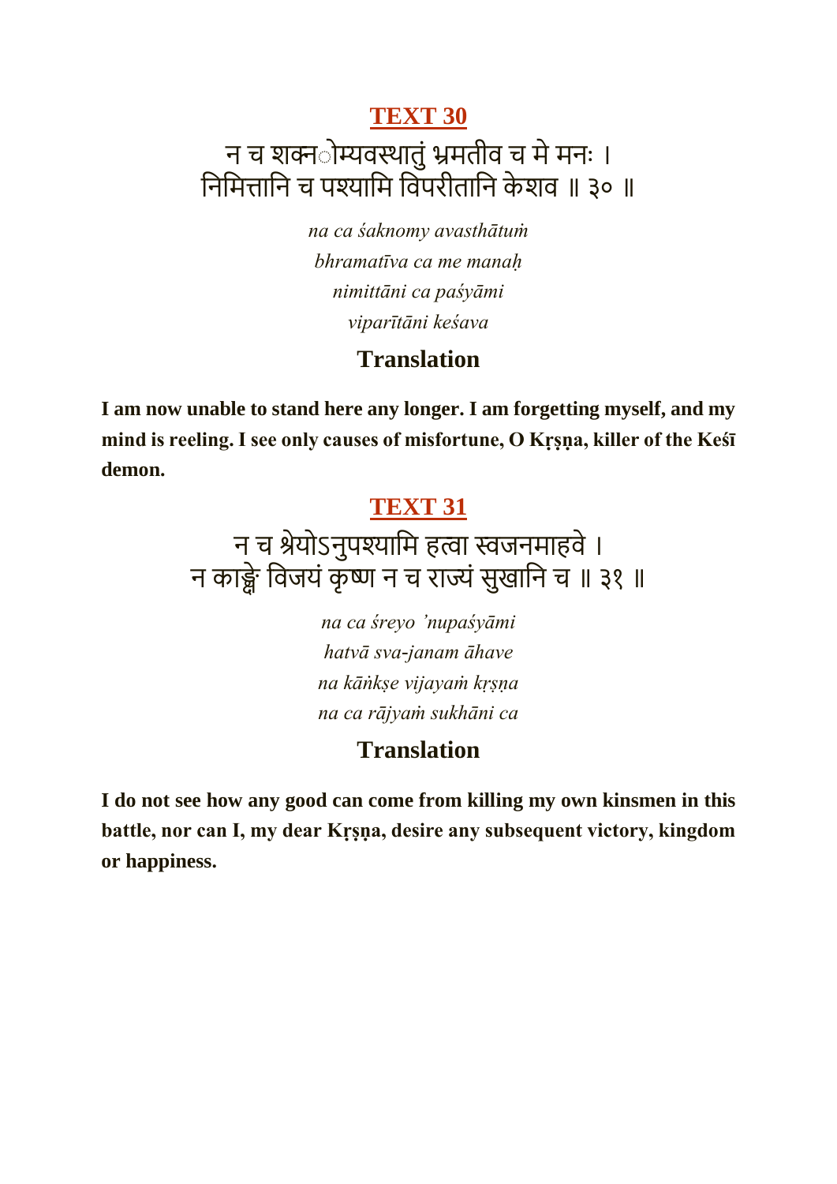## TEXT 30

न च शक्न‍ोम्यवस्थातुं भ्रमतीव च मे मनः ।
निमित्तानि च पश्यामि विपरीतानि केशव ॥ ३० ॥

*na ca śaknomy avasthātuṁ*
*bhramatīva ca me manaḥ*
*nimittāni ca paśyāmi*
*viparītāni keśava*

### Translation

**I am now unable to stand here any longer. I am forgetting myself, and my mind is reeling. I see only causes of misfortune, O Kṛṣṇa, killer of the Keśī demon.**

## TEXT 31

न च श्रेयोऽनुपश्यामि हत्वा स्वजनमाहवे ।
न काङ्क्षे विजयं कृष्ण न च राज्यं सुखानि च ॥ ३१ ॥

*na ca śreyo 'nupaśyāmi*
*hatvā sva-janam āhave*
*na kāṅkṣe vijayaṁ kṛṣṇa*
*na ca rājyaṁ sukhāni ca*

### Translation

**I do not see how any good can come from killing my own kinsmen in this battle, nor can I, my dear Kṛṣṇa, desire any subsequent victory, kingdom or happiness.**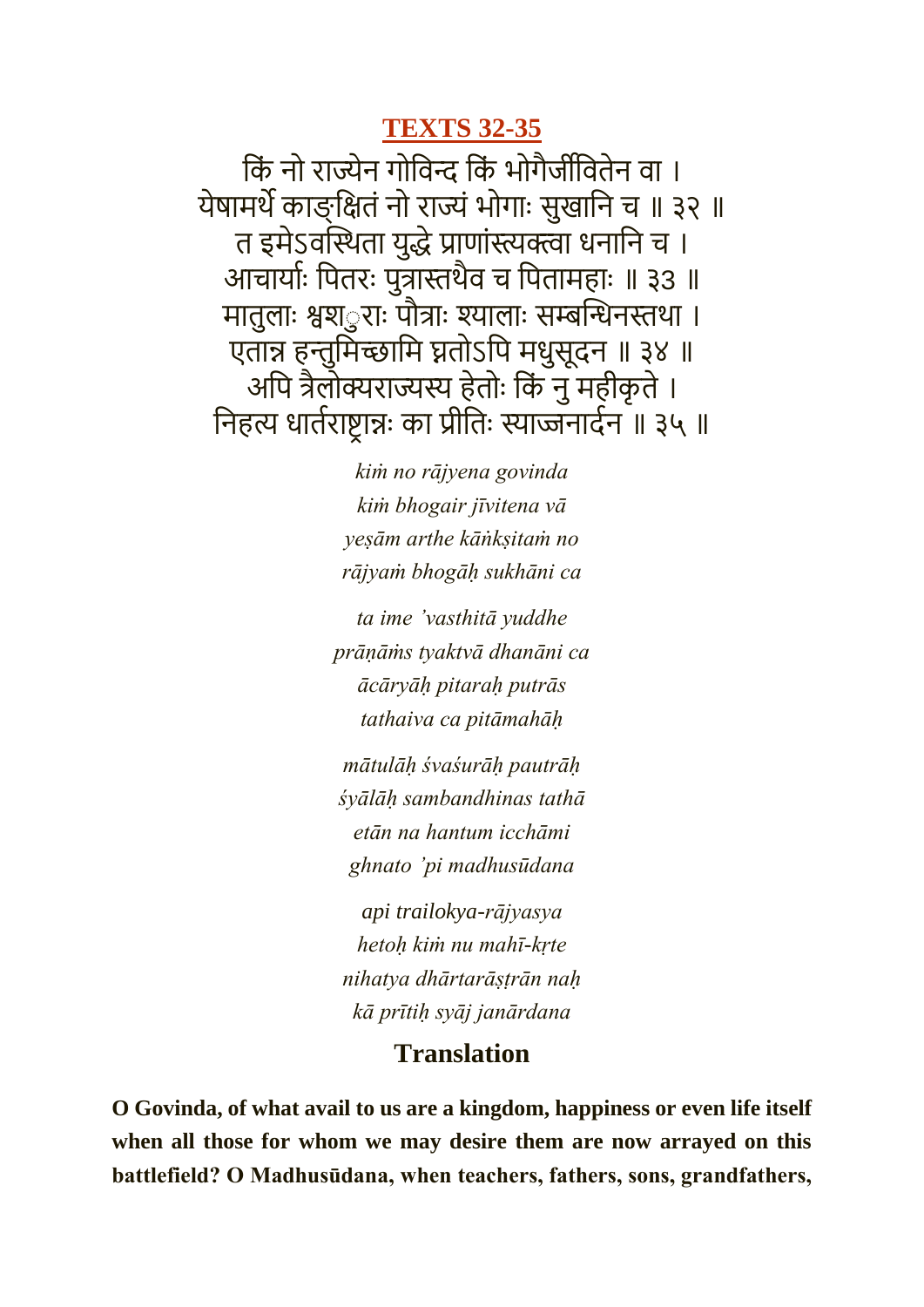## TEXTS 32-35

किं नो राज्येन गोविन्द किं भोगैर्जीवितेन वा ।
येषामर्थे काङ्क्षितं नो राज्यं भोगाः सुखानि च ॥ ३२ ॥
त इमेऽवस्थिता युद्धे प्राणांस्त्यक्त्वा धनानि च ।
आचार्याः पितरः पुत्रास्तथैव च पितामहाः ॥ ३३ ॥
मातुलाः श्वशुराः पौत्राः श्यालाः सम्बन्धिनस्तथा ।
एतान्न हन्तुमिच्छामि घ्नतोऽपि मधुसूदन ॥ ३४ ॥
अपि त्रैलोक्यराज्यस्य हेतोः किं नु महीकृते ।
निहत्य धार्तराष्ट्रान्नः का प्रीतिः स्याज्जनार्दन ॥ ३५ ॥

*kiṁ no rājyena govinda*
*kiṁ bhogair jīvitena vā*
*yeṣām arthe kāṅkṣitaṁ no*
*rājyaṁ bhogāḥ sukhāni ca*

*ta ime 'vasthitā yuddhe*
*prāṇāṁs tyaktvā dhanāni ca*
*ācāryāḥ pitaraḥ putrās*
*tathaiva ca pitāmahāḥ*

*mātulāḥ śvaśurāḥ pautrāḥ*
*śyālāḥ sambandhinas tathā*
*etān na hantum icchāmi*
*ghnato 'pi madhusūdana*

*api trailokya-rājyasya*
*hetoḥ kiṁ nu mahī-kṛte*
*nihatya dhārtarāṣṭrān naḥ*
*kā prītiḥ syāj janārdana*

### Translation

**O Govinda, of what avail to us are a kingdom, happiness or even life itself when all those for whom we may desire them are now arrayed on this battlefield? O Madhusūdana, when teachers, fathers, sons, grandfathers,**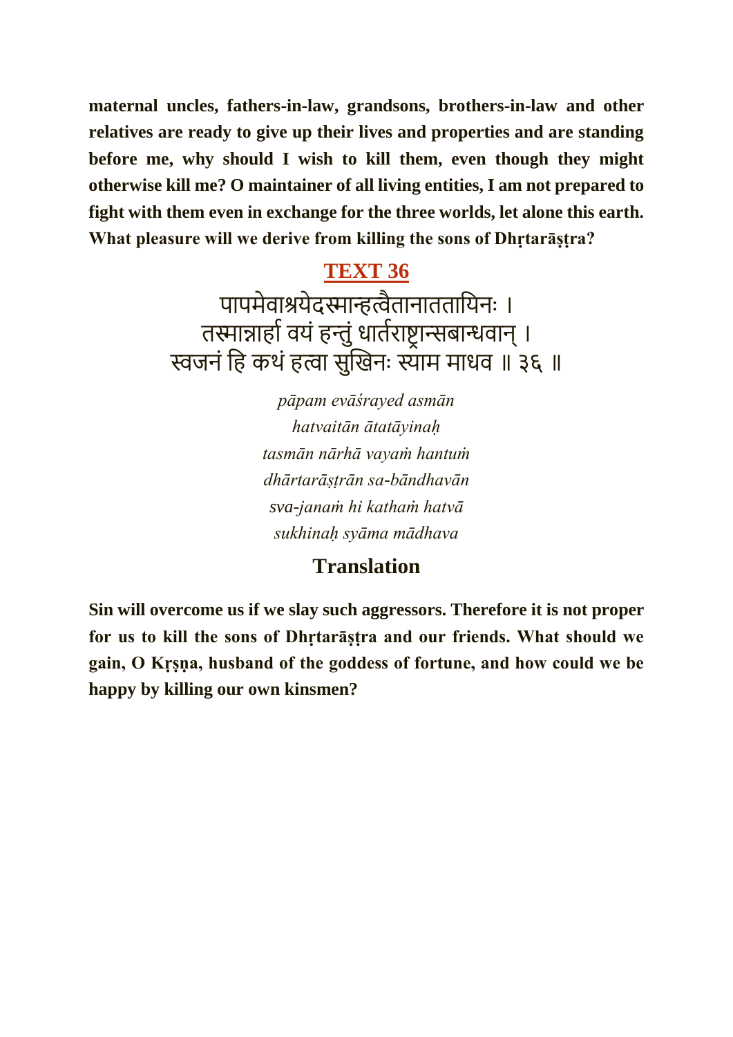**maternal uncles, fathers-in-law, grandsons, brothers-in-law and other relatives are ready to give up their lives and properties and are standing before me, why should I wish to kill them, even though they might otherwise kill me? O maintainer of all living entities, I am not prepared to fight with them even in exchange for the three worlds, let alone this earth. What pleasure will we derive from killing the sons of Dhṛtarāṣṭra?**

## TEXT 36

पापमेवाश्रयेदस्मान्हत्वैतानाततायिनः ।
तस्मान्नार्हा वयं हन्तुं धार्तराष्ट्रान्सबान्धवान् ।
स्वजनं हि कथं हत्वा सुखिनः स्याम माधव ॥ ३६ ॥

*pāpam evāśrayed asmān*
*hatvaitān ātatāyinaḥ*
*tasmān nārhā vayaṁ hantuṁ*
*dhārtarāṣṭrān sa-bāndhavān*
*sva-janaṁ hi kathaṁ hatvā*
*sukhinaḥ syāma mādhava*

### Translation

**Sin will overcome us if we slay such aggressors. Therefore it is not proper for us to kill the sons of Dhṛtarāṣṭra and our friends. What should we gain, O Kṛṣṇa, husband of the goddess of fortune, and how could we be happy by killing our own kinsmen?**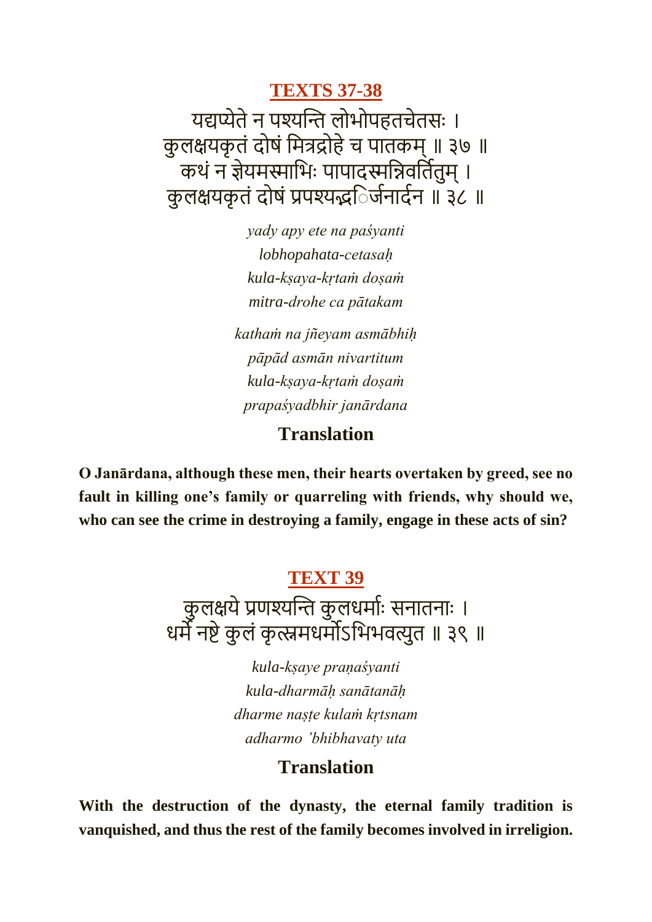## TEXTS 37-38

यद्यप्येते न पश्यन्ति लोभोपहतचेतसः ।
कुलक्षयकृतं दोषं मित्रद्रोहे च पातकम् ॥ ३७ ॥
कथं न ज्ञेयमस्माभिः पापादस्मन्निवर्तितुम् ।
कुलक्षयकृतं दोषं प्रपश्यद्भिर्जनार्दन ॥ ३८ ॥

*yady apy ete na paśyanti*
*lobhopahata-cetasaḥ*
*kula-kṣaya-kṛtaṁ doṣaṁ*
*mitra-drohe ca pātakam*

*kathaṁ na jñeyam asmābhiḥ*
*pāpād asmān nivartitum*
*kula-kṣaya-kṛtaṁ doṣaṁ*
*prapaśyadbhir janārdana*

### Translation

**O Janārdana, although these men, their hearts overtaken by greed, see no fault in killing one's family or quarreling with friends, why should we, who can see the crime in destroying a family, engage in these acts of sin?**

## TEXT 39

कुलक्षये प्रणश्यन्ति कुलधर्माः सनातनाः ।
धर्मे नष्टे कुलं कृत्स्नमधर्मोऽभिभवत्युत ॥ ३९ ॥

*kula-kṣaye praṇaśyanti*
*kula-dharmāḥ sanātanāḥ*
*dharme naṣṭe kulaṁ kṛtsnam*
*adharmo 'bhibhavaty uta*

### Translation

**With the destruction of the dynasty, the eternal family tradition is vanquished, and thus the rest of the family becomes involved in irreligion.**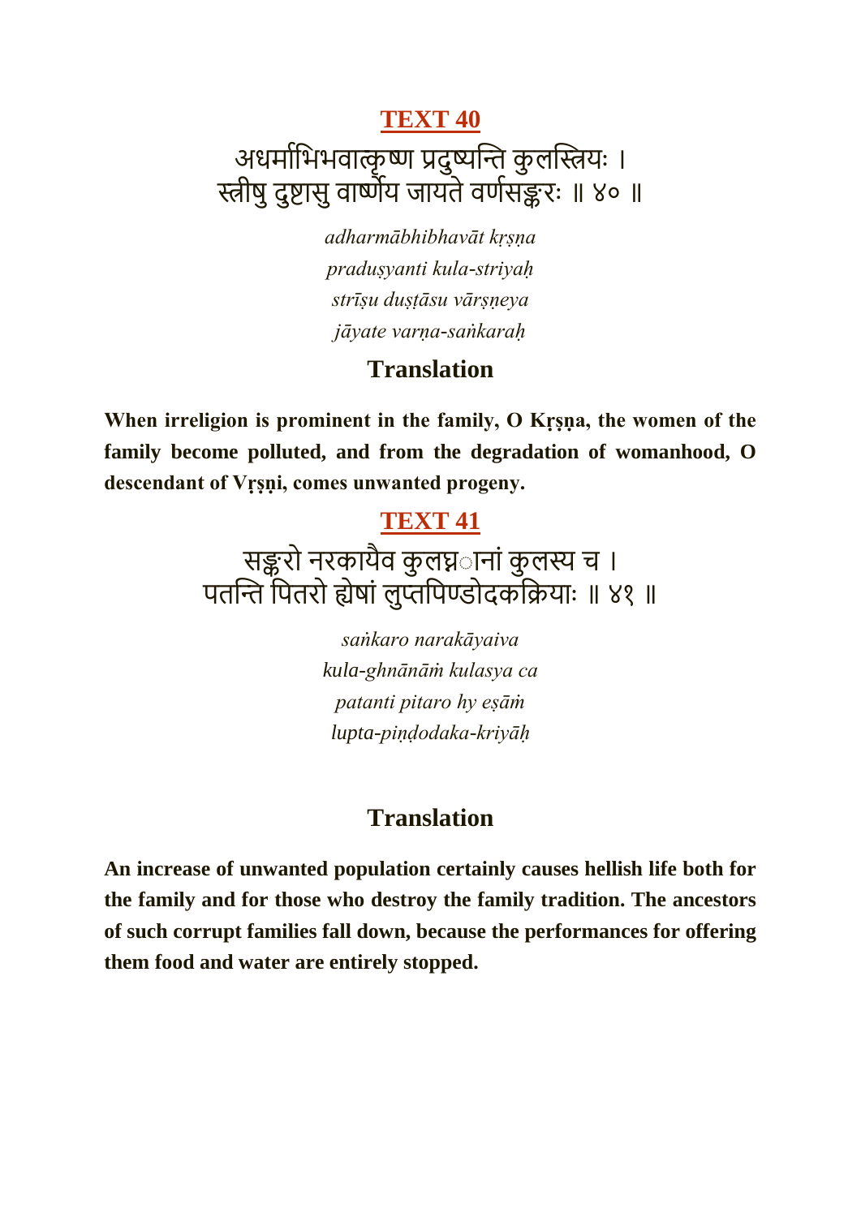## TEXT 40

अधर्माभिभवात्कृष्ण प्रदुष्यन्ति कुलस्त्रियः ।
स्त्रीषु दुष्टासु वार्ष्णेय जायते वर्णसङ्करः ॥ ४० ॥

*adharmābhibhavāt kṛṣṇa*
*praduṣyanti kula-striyaḥ*
*strīṣu duṣṭāsu vārṣṇeya*
*jāyate varṇa-saṅkaraḥ*

### Translation

**When irreligion is prominent in the family, O Kṛṣṇa, the women of the family become polluted, and from the degradation of womanhood, O descendant of Vṛṣṇi, comes unwanted progeny.**

## TEXT 41

सङ्करो नरकायैव कुलघ्नानां कुलस्य च ।
पतन्ति पितरो ह्येषां लुप्तपिण्डोदकक्रियाः ॥ ४१ ॥

*saṅkaro narakāyaiva*
*kula-ghnānāṁ kulasya ca*
*patanti pitaro hy eṣāṁ*
*lupta-piṇḍodaka-kriyāḥ*

### Translation

**An increase of unwanted population certainly causes hellish life both for the family and for those who destroy the family tradition. The ancestors of such corrupt families fall down, because the performances for offering them food and water are entirely stopped.**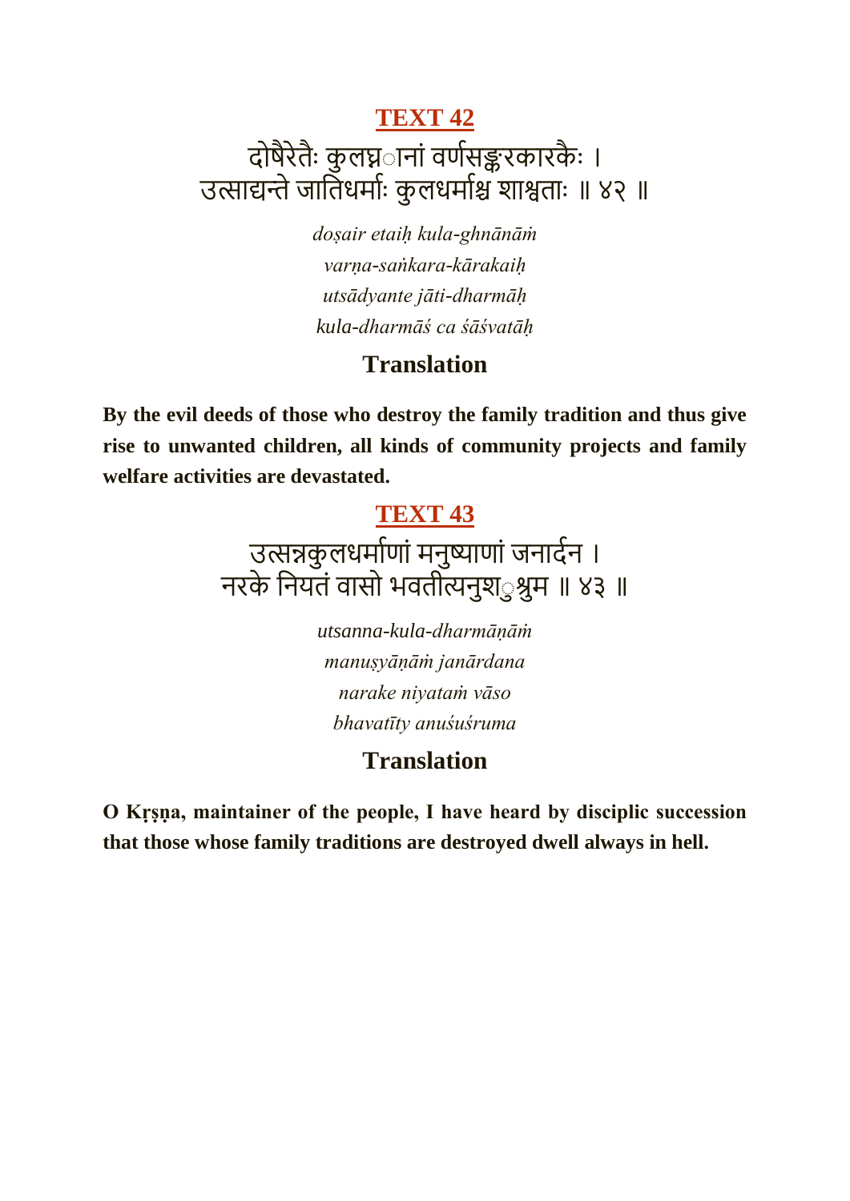## TEXT 42

दोषैरेतैः कुलघ्नानां वर्णसङ्करकारकैः ।
उत्साद्यन्ते जातिधर्माः कुलधर्माश्च शाश्वताः ॥ ४२ ॥

*doṣair etaiḥ kula-ghnānāṁ*
*varṇa-saṅkara-kārakaiḥ*
*utsādyante jāti-dharmāḥ*
*kula-dharmāś ca śāśvatāḥ*

### Translation

**By the evil deeds of those who destroy the family tradition and thus give rise to unwanted children, all kinds of community projects and family welfare activities are devastated.**

## TEXT 43

उत्सन्नकुलधर्माणां मनुष्याणां जनार्दन ।
नरके नियतं वासो भवतीत्यनुशुश्रुम ॥ ४३ ॥

*utsanna-kula-dharmāṇāṁ*
*manuṣyāṇāṁ janārdana*
*narake niyataṁ vāso*
*bhavatīty anuśuśruma*

### Translation

**O Kṛṣṇa, maintainer of the people, I have heard by disciplic succession that those whose family traditions are destroyed dwell always in hell.**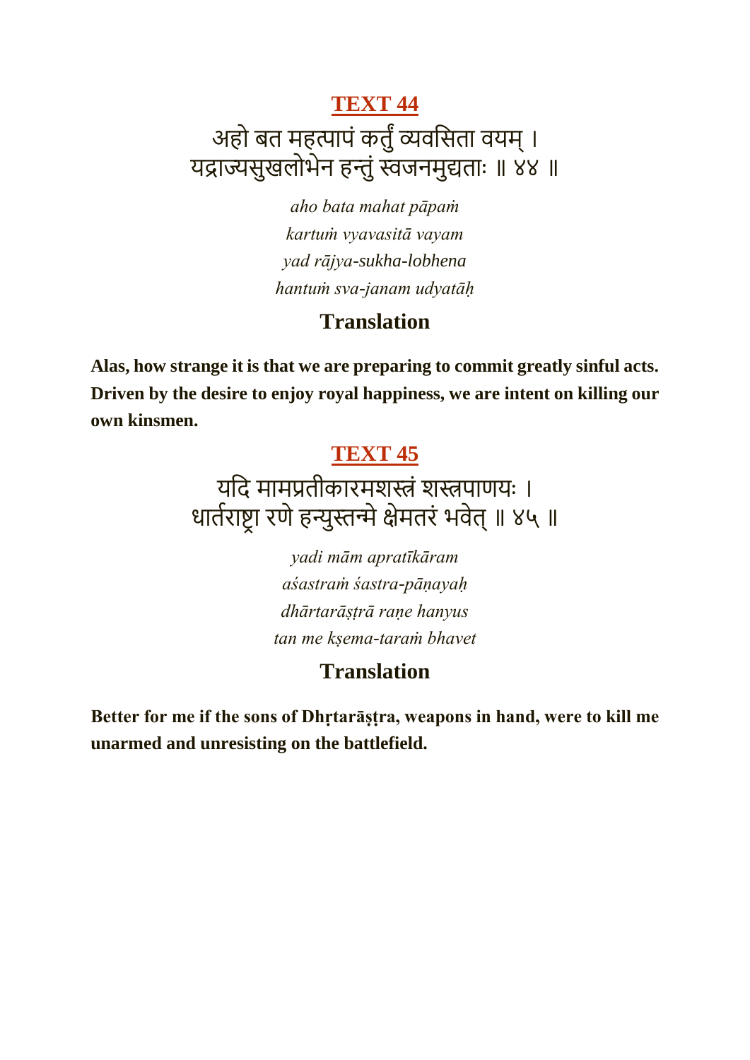## TEXT 44

अहो बत महत्पापं कर्तुं व्यवसिता वयम् ।
यद्राज्यसुखलोभेन हन्तुं स्वजनमुद्यताः ॥ ४४ ॥

*aho bata mahat pāpaṁ*
*kartuṁ vyavasitā vayam*
*yad rājya-sukha-lobhena*
*hantuṁ sva-janam udyatāḥ*

### Translation

**Alas, how strange it is that we are preparing to commit greatly sinful acts. Driven by the desire to enjoy royal happiness, we are intent on killing our own kinsmen.**

## TEXT 45

यदि मामप्रतीकारमशस्त्रं शस्त्रपाणयः ।
धार्तराष्ट्रा रणे हन्युस्तन्मे क्षेमतरं भवेत् ॥ ४५ ॥

*yadi mām apratīkāram*
*aśastraṁ śastra-pāṇayaḥ*
*dhārtarāṣṭrā raṇe hanyus*
*tan me kṣema-taraṁ bhavet*

### Translation

**Better for me if the sons of Dhṛtarāṣṭra, weapons in hand, were to kill me unarmed and unresisting on the battlefield.**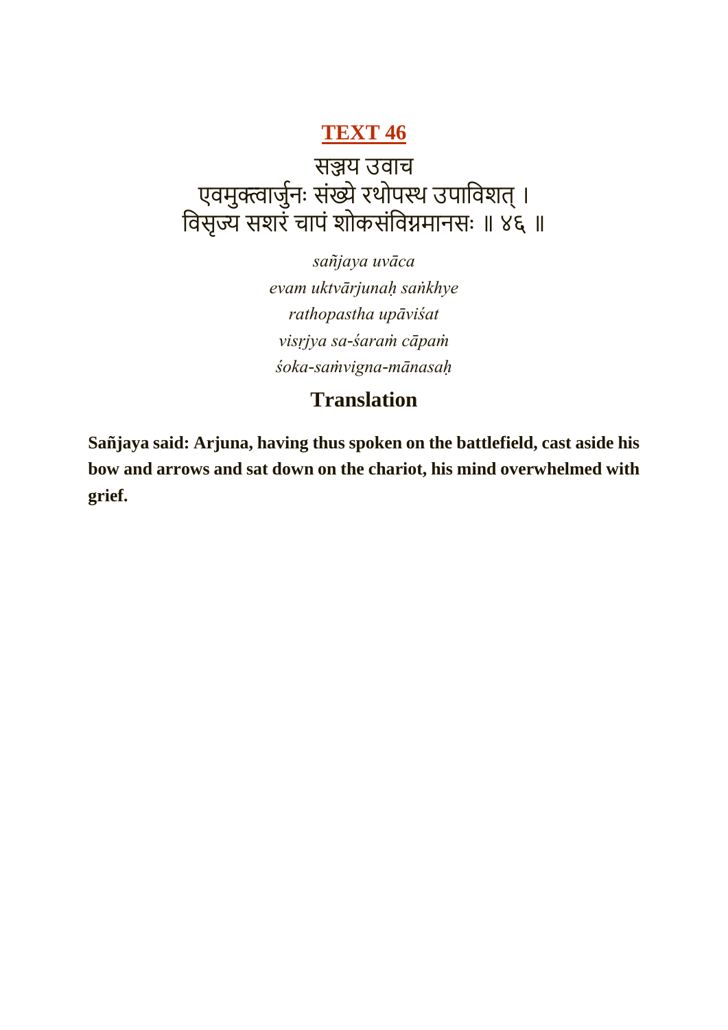## TEXT 46

सञ्जय उवाच
एवमुक्त्वार्जुनः संख्ये रथोपस्थ उपाविशत् ।
विसृज्य सशरं चापं शोकसंविग्नमानसः ॥ ४६ ॥

*sañjaya uvāca*
*evam uktvārjunaḥ saṅkhye*
*rathopastha upāviśat*
*visṛjya sa-śaraṁ cāpaṁ*
*śoka-saṁvigna-mānasaḥ*

### Translation

**Sañjaya said: Arjuna, having thus spoken on the battlefield, cast aside his bow and arrows and sat down on the chariot, his mind overwhelmed with grief.**